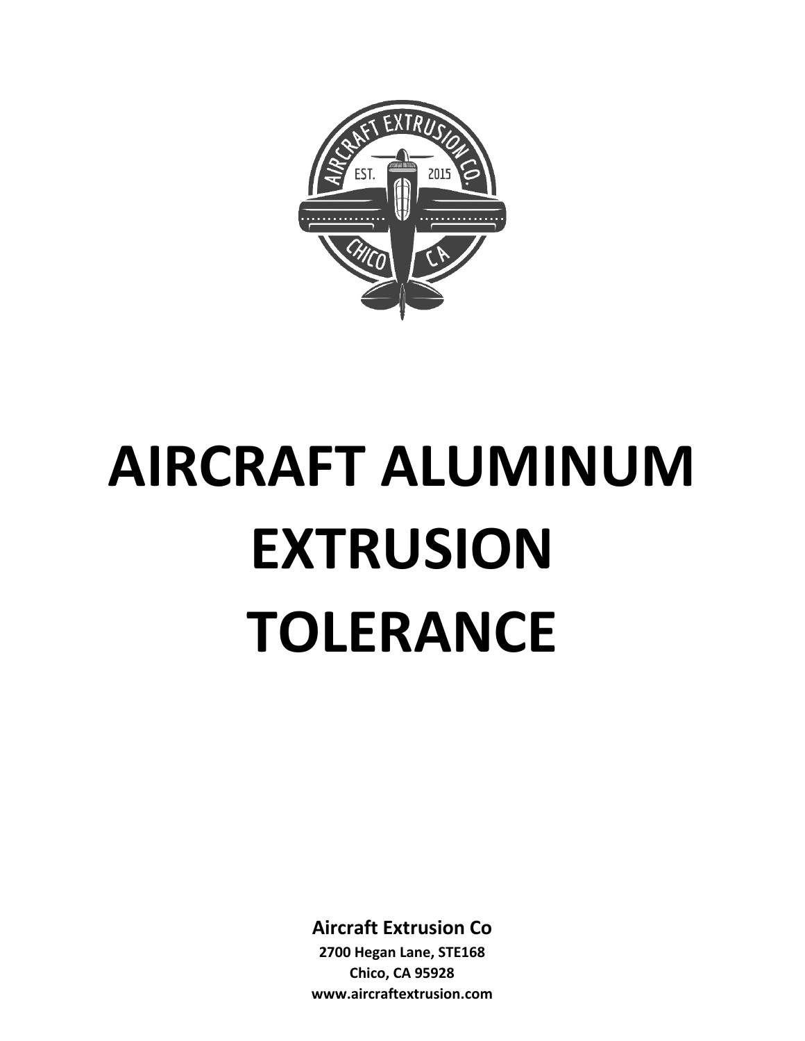# AIRCRAFT ALUMINUM EXTRUSION TOLERANCE

**Aircraft Extrusion Co**

**2700 Hegan Lane, STE168**

**Chico, CA 95928**

**www.aircraftextrusion.com**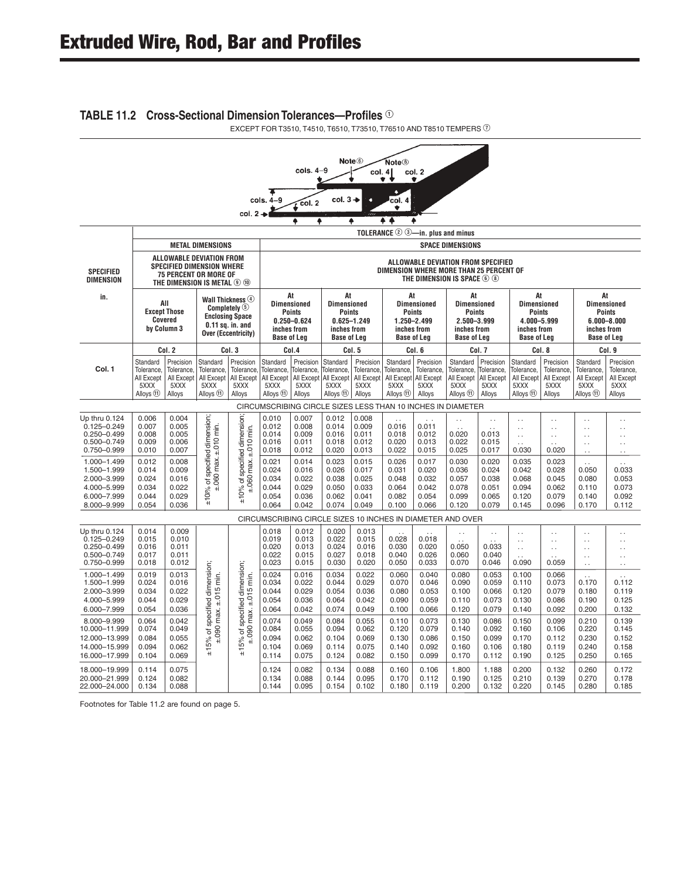# Extruded Wire, Rod, Bar and Profiles

## TABLE 11.2 Cross-Sectional Dimension Tolerances—Profiles ①

EXCEPT FOR T3510, T4510, T6510, T73510, T76510 AND T8510 TEMPERS ⑦

TOLERANCE ② ③—in. plus and minus

| SPECIFIED DIMENSION in. | METAL DIMENSIONS | | | | SPACE DIMENSIONS | | | | | | | | | | | |
|---|---|---|---|---|---|---|---|---|---|---|---|---|---|---|---|---|
| | ALLOWABLE DEVIATION FROM SPECIFIED DIMENSION WHERE 75 PERCENT OR MORE OF THE DIMENSION IS METAL ⑨ ⑩ | | | | ALLOWABLE DEVIATION FROM SPECIFIED DIMENSION WHERE MORE THAN 25 PERCENT OF THE DIMENSION IS SPACE ⑥ ⑧ | | | | | | | | | | | |
| | All Except Those Covered by Column 3 | | Wall Thickness ④ Completely ⑤ Enclosing Space 0.11 sq. in. and Over (Eccentricity) | | At Dimensioned Points 0.250–0.624 inches from Base of Leg | | At Dimensioned Points 0.625–1.249 inches from Base of Leg | | At Dimensioned Points 1.250–2.499 inches from Base of Leg | | At Dimensioned Points 2.500–3.999 inches from Base of Leg | | At Dimensioned Points 4.000–5.999 inches from Base of Leg | | At Dimensioned Points 6.000–8.000 inches from Base of Leg | |
| | Col. 2 | | Col. 3 | | Col. 4 | | Col. 5 | | Col. 6 | | Col. 7 | | Col. 8 | | Col. 9 | |
| Col. 1 | Standard Tolerance, All Except 5XXX Alloys ⑪ | Precision Tolerance, All Except 5XXX Alloys | Standard Tolerance, All Except 5XXX Alloys ⑪ | Precision Tolerance, All Except 5XXX Alloys | Standard Tolerance, All Except 5XXX Alloys ⑪ | Precision Tolerance, All Except 5XXX Alloys | Standard Tolerance, All Except 5XXX Alloys ⑪ | Precision Tolerance, All Except 5XXX Alloys | Standard Tolerance, All Except 5XXX Alloys ⑪ | Precision Tolerance, All Except 5XXX Alloys | Standard Tolerance, All Except 5XXX Alloys ⑪ | Precision Tolerance, All Except 5XXX Alloys | Standard Tolerance, All Except 5XXX Alloys ⑪ | Precision Tolerance, All Except 5XXX Alloys | Standard Tolerance, All Except 5XXX Alloys ⑪ | Precision Tolerance, All Except 5XXX Alloys |
| CIRCUMSCRIBING CIRCLE SIZES LESS THAN 10 INCHES IN DIAMETER | | | | | | | | | | | | | | | | |
| Up thru 0.124 | 0.006 | 0.004 | ±10% of specified dimension; ±.060 max. ±.010 min. | ±10% of specified dimension; ±.060 max. ±.010 min. | 0.010 | 0.007 | 0.012 | 0.008 | . . | . . | . . | . . | . . | . . | . . | . . |
| 0.125–0.249 | 0.007 | 0.005 | | | 0.012 | 0.008 | 0.014 | 0.009 | 0.016 | 0.011 | . . | . . | . . | . . | . . | . . |
| 0.250–0.499 | 0.008 | 0.005 | | | 0.014 | 0.009 | 0.016 | 0.011 | 0.018 | 0.012 | 0.020 | 0.013 | . . | . . | . . | . . |
| 0.500–0.749 | 0.009 | 0.006 | | | 0.016 | 0.011 | 0.018 | 0.012 | 0.020 | 0.013 | 0.022 | 0.015 | . . | . . | . . | . . |
| 0.750–0.999 | 0.010 | 0.007 | | | 0.018 | 0.012 | 0.020 | 0.013 | 0.022 | 0.015 | 0.025 | 0.017 | 0.030 | 0.020 | . . | . . |
| 1.000–1.499 | 0.012 | 0.008 | | | 0.021 | 0.014 | 0.023 | 0.015 | 0.026 | 0.017 | 0.030 | 0.020 | 0.035 | 0.023 | . . | . . |
| 1.500–1.999 | 0.014 | 0.009 | | | 0.024 | 0.016 | 0.026 | 0.017 | 0.031 | 0.020 | 0.036 | 0.024 | 0.042 | 0.028 | 0.050 | 0.033 |
| 2.000–3.999 | 0.024 | 0.016 | | | 0.034 | 0.022 | 0.038 | 0.025 | 0.048 | 0.032 | 0.057 | 0.038 | 0.068 | 0.045 | 0.080 | 0.053 |
| 4.000–5.999 | 0.034 | 0.022 | | | 0.044 | 0.029 | 0.050 | 0.033 | 0.064 | 0.042 | 0.078 | 0.051 | 0.094 | 0.062 | 0.110 | 0.073 |
| 6.000–7.999 | 0.044 | 0.029 | | | 0.054 | 0.036 | 0.062 | 0.041 | 0.082 | 0.054 | 0.099 | 0.065 | 0.120 | 0.079 | 0.140 | 0.092 |
| 8.000–9.999 | 0.054 | 0.036 | | | 0.064 | 0.042 | 0.074 | 0.049 | 0.100 | 0.066 | 0.120 | 0.079 | 0.145 | 0.096 | 0.170 | 0.112 |
| CIRCUMSCRIBING CIRCLE SIZES 10 INCHES IN DIAMETER AND OVER | | | | | | | | | | | | | | | | |
| Up thru 0.124 | 0.014 | 0.009 | ±15% of specified dimension; ±.090 max. ±.015 min. | ±15% of specified dimension; ±.090 max. ±.015 min. | 0.018 | 0.012 | 0.020 | 0.013 | . . | . . | . . | . . | . . | . . | . . | . . |
| 0.125–0.249 | 0.015 | 0.010 | | | 0.019 | 0.013 | 0.022 | 0.015 | 0.028 | 0.018 | . . | . . | . . | . . | . . | . . |
| 0.250–0.499 | 0.016 | 0.011 | | | 0.020 | 0.013 | 0.024 | 0.016 | 0.030 | 0.020 | 0.050 | 0.033 | . . | . . | . . | . . |
| 0.500–0.749 | 0.017 | 0.011 | | | 0.022 | 0.015 | 0.027 | 0.018 | 0.040 | 0.026 | 0.060 | 0.040 | . . | . . | . . | . . |
| 0.750–0.999 | 0.018 | 0.012 | | | 0.023 | 0.015 | 0.030 | 0.020 | 0.050 | 0.033 | 0.070 | 0.046 | 0.090 | 0.059 | . . | . . |
| 1.000–1.499 | 0.019 | 0.013 | | | 0.024 | 0.016 | 0.034 | 0.022 | 0.060 | 0.040 | 0.080 | 0.053 | 0.100 | 0.066 | . . | . . |
| 1.500–1.999 | 0.024 | 0.016 | | | 0.034 | 0.022 | 0.044 | 0.029 | 0.070 | 0.046 | 0.090 | 0.059 | 0.110 | 0.073 | 0.170 | 0.112 |
| 2.000–3.999 | 0.034 | 0.022 | | | 0.044 | 0.029 | 0.054 | 0.036 | 0.080 | 0.053 | 0.100 | 0.066 | 0.120 | 0.079 | 0.180 | 0.119 |
| 4.000–5.999 | 0.044 | 0.029 | | | 0.054 | 0.036 | 0.064 | 0.042 | 0.090 | 0.059 | 0.110 | 0.073 | 0.130 | 0.086 | 0.190 | 0.125 |
| 6.000–7.999 | 0.054 | 0.036 | | | 0.064 | 0.042 | 0.074 | 0.049 | 0.100 | 0.066 | 0.120 | 0.079 | 0.140 | 0.092 | 0.200 | 0.132 |
| 8.000–9.999 | 0.064 | 0.042 | | | 0.074 | 0.049 | 0.084 | 0.055 | 0.110 | 0.073 | 0.130 | 0.086 | 0.150 | 0.099 | 0.210 | 0.139 |
| 10.000–11.999 | 0.074 | 0.049 | | | 0.084 | 0.055 | 0.094 | 0.062 | 0.120 | 0.079 | 0.140 | 0.092 | 0.160 | 0.106 | 0.220 | 0.145 |
| 12.000–13.999 | 0.084 | 0.055 | | | 0.094 | 0.062 | 0.104 | 0.069 | 0.130 | 0.086 | 0.150 | 0.099 | 0.170 | 0.112 | 0.230 | 0.152 |
| 14.000–15.999 | 0.094 | 0.062 | | | 0.104 | 0.069 | 0.114 | 0.075 | 0.140 | 0.092 | 0.160 | 0.106 | 0.180 | 0.119 | 0.240 | 0.158 |
| 16.000–17.999 | 0.104 | 0.069 | | | 0.114 | 0.075 | 0.124 | 0.082 | 0.150 | 0.099 | 0.170 | 0.112 | 0.190 | 0.125 | 0.250 | 0.165 |
| 18.000–19.999 | 0.114 | 0.075 | | | 0.124 | 0.082 | 0.134 | 0.088 | 0.160 | 0.106 | 1.800 | 1.188 | 0.200 | 0.132 | 0.260 | 0.172 |
| 20.000–21.999 | 0.124 | 0.082 | | | 0.134 | 0.088 | 0.144 | 0.095 | 0.170 | 0.112 | 0.190 | 0.125 | 0.210 | 0.139 | 0.270 | 0.178 |
| 22.000–24.000 | 0.134 | 0.088 | | | 0.144 | 0.095 | 0.154 | 0.102 | 0.180 | 0.119 | 0.200 | 0.132 | 0.220 | 0.145 | 0.280 | 0.185 |

Footnotes for Table 11.2 are found on page 5.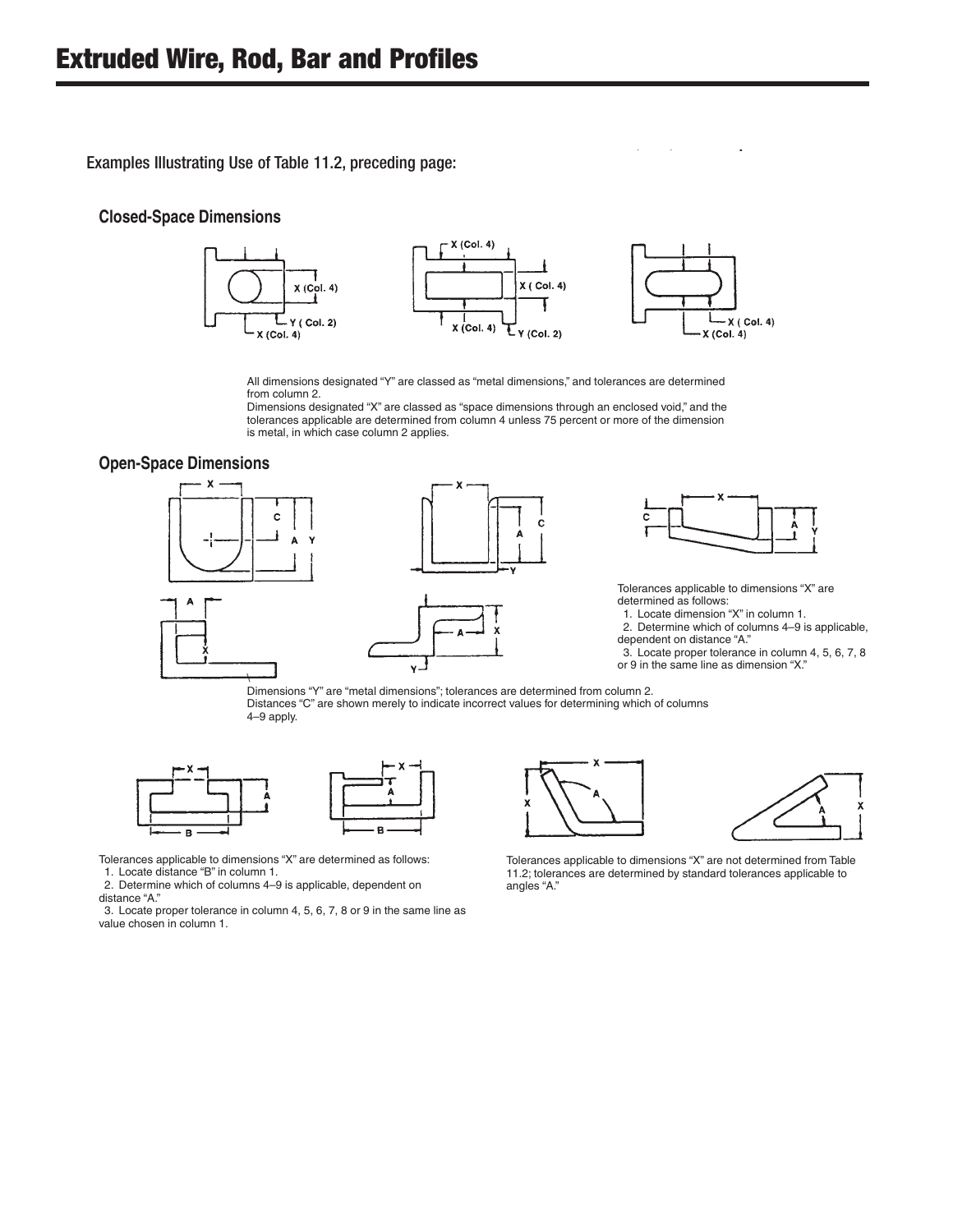# Extruded Wire, Rod, Bar and Profiles

Examples Illustrating Use of Table 11.2, preceding page:

## Closed-Space Dimensions

All dimensions designated "Y" are classed as "metal dimensions," and tolerances are determined from column 2.

Dimensions designated "X" are classed as "space dimensions through an enclosed void," and the tolerances applicable are determined from column 4 unless 75 percent or more of the dimension is metal, in which case column 2 applies.

## Open-Space Dimensions

Tolerances applicable to dimensions "X" are determined as follows:

1. Locate dimension "X" in column 1.
2. Determine which of columns 4–9 is applicable, dependent on distance "A."
3. Locate proper tolerance in column 4, 5, 6, 7, 8 or 9 in the same line as dimension "X."

Dimensions "Y" are "metal dimensions"; tolerances are determined from column 2.

Distances "C" are shown merely to indicate incorrect values for determining which of columns 4–9 apply.

Tolerances applicable to dimensions "X" are determined as follows:

1. Locate distance "B" in column 1.
2. Determine which of columns 4–9 is applicable, dependent on distance "A."
3. Locate proper tolerance in column 4, 5, 6, 7, 8 or 9 in the same line as value chosen in column 1.

Tolerances applicable to dimensions "X" are not determined from Table 11.2; tolerances are determined by standard tolerances applicable to angles "A."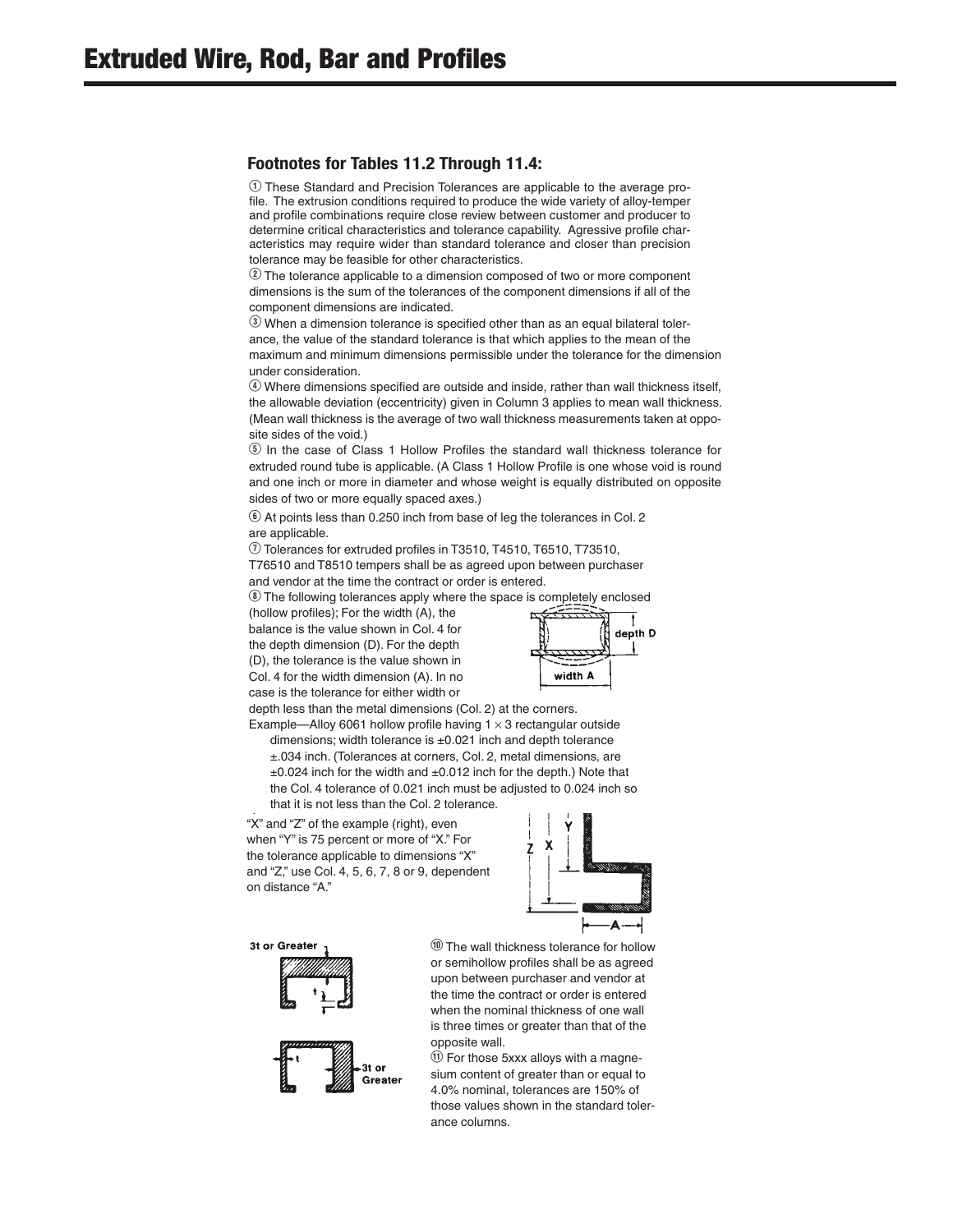# Extruded Wire, Rod, Bar and Profiles

### Footnotes for Tables 11.2 Through 11.4:

① These Standard and Precision Tolerances are applicable to the average profile. The extrusion conditions required to produce the wide variety of alloy-temper and profile combinations require close review between customer and producer to determine critical characteristics and tolerance capability. Agressive profile characteristics may require wider than standard tolerance and closer than precision tolerance may be feasible for other characteristics.

② The tolerance applicable to a dimension composed of two or more component dimensions is the sum of the tolerances of the component dimensions if all of the component dimensions are indicated.

③ When a dimension tolerance is specified other than as an equal bilateral tolerance, the value of the standard tolerance is that which applies to the mean of the maximum and minimum dimensions permissible under the tolerance for the dimension under consideration.

④ Where dimensions specified are outside and inside, rather than wall thickness itself, the allowable deviation (eccentricity) given in Column 3 applies to mean wall thickness. (Mean wall thickness is the average of two wall thickness measurements taken at opposite sides of the void.)

⑤ In the case of Class 1 Hollow Profiles the standard wall thickness tolerance for extruded round tube is applicable. (A Class 1 Hollow Profile is one whose void is round and one inch or more in diameter and whose weight is equally distributed on opposite sides of two or more equally spaced axes.)

⑥ At points less than 0.250 inch from base of leg the tolerances in Col. 2 are applicable.

⑦ Tolerances for extruded profiles in T3510, T4510, T6510, T73510, T76510 and T8510 tempers shall be as agreed upon between purchaser and vendor at the time the contract or order is entered.

⑧ The following tolerances apply where the space is completely enclosed (hollow profiles); For the width (A), the balance is the value shown in Col. 4 for the depth dimension (D). For the depth (D), the tolerance is the value shown in Col. 4 for the width dimension (A). In no case is the tolerance for either width or depth less than the metal dimensions (Col. 2) at the corners.

depth D

width A

Example—Alloy 6061 hollow profile having 1 × 3 rectangular outside dimensions; width tolerance is ±0.021 inch and depth tolerance ±.034 inch. (Tolerances at corners, Col. 2, metal dimensions, are ±0.024 inch for the width and ±0.012 inch for the depth.) Note that the Col. 4 tolerance of 0.021 inch must be adjusted to 0.024 inch so that it is not less than the Col. 2 tolerance.

"X" and "Z" of the example (right), even when "Y" is 75 percent or more of "X." For the tolerance applicable to dimensions "X" and "Z," use Col. 4, 5, 6, 7, 8 or 9, dependent on distance "A."

Y Z X A

3t or Greater t

t 3t or Greater

⑩ The wall thickness tolerance for hollow or semihollow profiles shall be as agreed upon between purchaser and vendor at the time the contract or order is entered when the nominal thickness of one wall is three times or greater than that of the opposite wall.

⑪ For those 5xxx alloys with a magnesium content of greater than or equal to 4.0% nominal, tolerances are 150% of those values shown in the standard tolerance columns.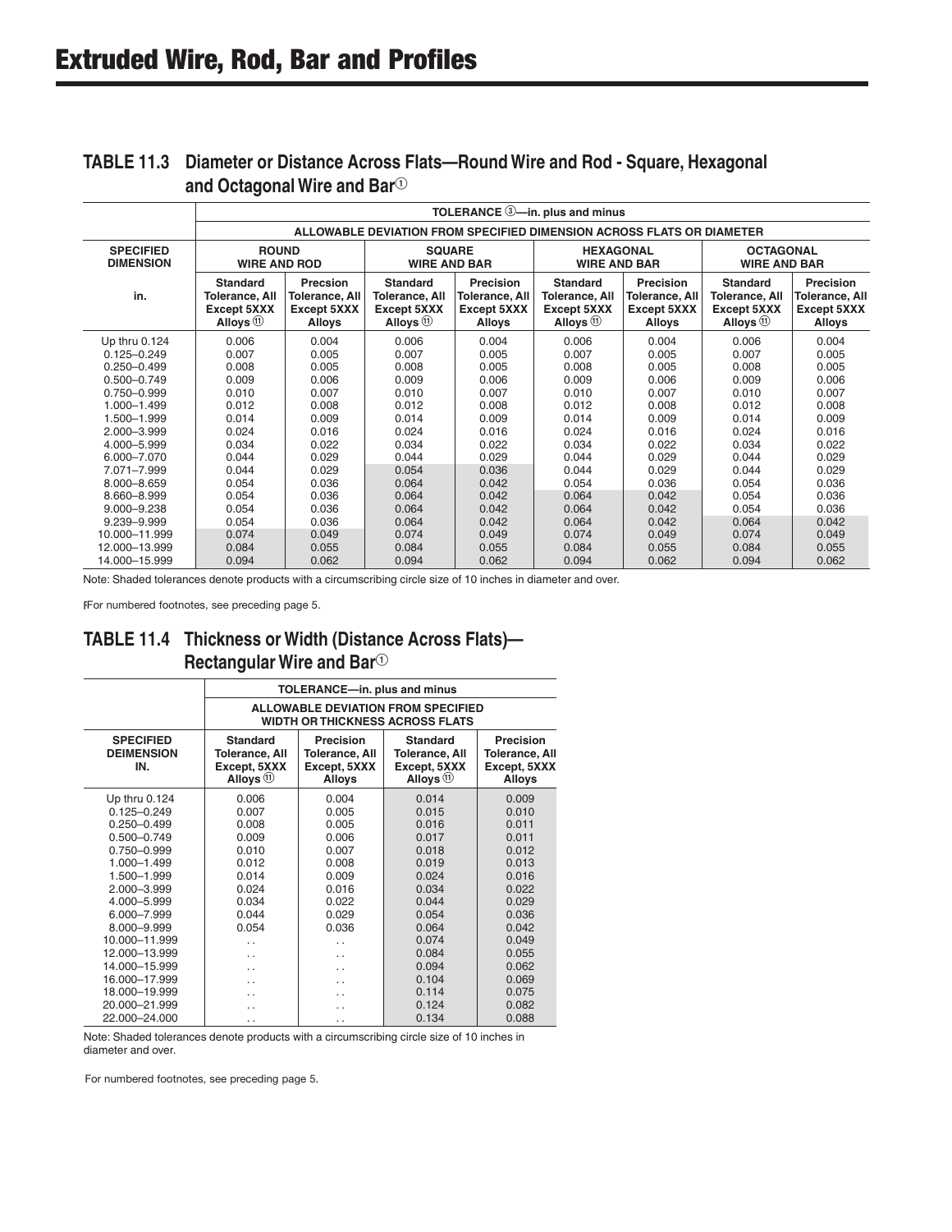# Extruded Wire, Rod, Bar and Profiles

## TABLE 11.3 Diameter or Distance Across Flats—Round Wire and Rod - Square, Hexagonal and Octagonal Wire and Bar[1]

| | TOLERANCE [3]—in. plus and minus | | | | | | | |
|---|---|---|---|---|---|---|---|---|
| | ALLOWABLE DEVIATION FROM SPECIFIED DIMENSION ACROSS FLATS OR DIAMETER | | | | | | | |
| **SPECIFIED DIMENSION** | **ROUND WIRE AND ROD** | | **SQUARE WIRE AND BAR** | | **HEXAGONAL WIRE AND BAR** | | **OCTAGONAL WIRE AND BAR** | |
| **in.** | **Standard Tolerance, All Except 5XXX Alloys [11]** | **Precsion Tolerance, All Except 5XXX Alloys** | **Standard Tolerance, All Except 5XXX Alloys [11]** | **Precision Tolerance, All Except 5XXX Alloys** | **Standard Tolerance, All Except 5XXX Alloys [11]** | **Precision Tolerance, All Except 5XXX Alloys** | **Standard Tolerance, All Except 5XXX Alloys [11]** | **Precision Tolerance, All Except 5XXX Alloys** |
| Up thru 0.124 | 0.006 | 0.004 | 0.006 | 0.004 | 0.006 | 0.004 | 0.006 | 0.004 |
| 0.125–0.249 | 0.007 | 0.005 | 0.007 | 0.005 | 0.007 | 0.005 | 0.007 | 0.005 |
| 0.250–0.499 | 0.008 | 0.005 | 0.008 | 0.005 | 0.008 | 0.005 | 0.008 | 0.005 |
| 0.500–0.749 | 0.009 | 0.006 | 0.009 | 0.006 | 0.009 | 0.006 | 0.009 | 0.006 |
| 0.750–0.999 | 0.010 | 0.007 | 0.010 | 0.007 | 0.010 | 0.007 | 0.010 | 0.007 |
| 1.000–1.499 | 0.012 | 0.008 | 0.012 | 0.008 | 0.012 | 0.008 | 0.012 | 0.008 |
| 1.500–1.999 | 0.014 | 0.009 | 0.014 | 0.009 | 0.014 | 0.009 | 0.014 | 0.009 |
| 2.000–3.999 | 0.024 | 0.016 | 0.024 | 0.016 | 0.024 | 0.016 | 0.024 | 0.016 |
| 4.000–5.999 | 0.034 | 0.022 | 0.034 | 0.022 | 0.034 | 0.022 | 0.034 | 0.022 |
| 6.000–7.070 | 0.044 | 0.029 | 0.044 | 0.029 | 0.044 | 0.029 | 0.044 | 0.029 |
| 7.071–7.999 | 0.044 | 0.029 | 0.054 | 0.036 | 0.044 | 0.029 | 0.044 | 0.029 |
| 8.000–8.659 | 0.054 | 0.036 | 0.064 | 0.042 | 0.054 | 0.036 | 0.054 | 0.036 |
| 8.660–8.999 | 0.054 | 0.036 | 0.064 | 0.042 | 0.064 | 0.042 | 0.054 | 0.036 |
| 9.000–9.238 | 0.054 | 0.036 | 0.064 | 0.042 | 0.064 | 0.042 | 0.054 | 0.036 |
| 9.239–9.999 | 0.054 | 0.036 | 0.064 | 0.042 | 0.064 | 0.042 | 0.064 | 0.042 |
| 10.000–11.999 | 0.074 | 0.049 | 0.074 | 0.049 | 0.074 | 0.049 | 0.074 | 0.049 |
| 12.000–13.999 | 0.084 | 0.055 | 0.084 | 0.055 | 0.084 | 0.055 | 0.084 | 0.055 |
| 14.000–15.999 | 0.094 | 0.062 | 0.094 | 0.062 | 0.094 | 0.062 | 0.094 | 0.062 |

Note: Shaded tolerances denote products with a circumscribing circle size of 10 inches in diameter and over.

For numbered footnotes, see preceding page 5.

## TABLE 11.4 Thickness or Width (Distance Across Flats)—Rectangular Wire and Bar[1]

| | TOLERANCE—in. plus and minus | | | |
|---|---|---|---|---|
| | ALLOWABLE DEVIATION FROM SPECIFIED WIDTH OR THICKNESS ACROSS FLATS | | | |
| **SPECIFIED DEIMENSION IN.** | **Standard Tolerance, All Except, 5XXX Alloys [11]** | **Precision Tolerance, All Except, 5XXX Alloys** | **Standard Tolerance, All Except, 5XXX Alloys [11]** | **Precision Tolerance, All Except, 5XXX Alloys** |
| Up thru 0.124 | 0.006 | 0.004 | 0.014 | 0.009 |
| 0.125–0.249 | 0.007 | 0.005 | 0.015 | 0.010 |
| 0.250–0.499 | 0.008 | 0.005 | 0.016 | 0.011 |
| 0.500–0.749 | 0.009 | 0.006 | 0.017 | 0.011 |
| 0.750–0.999 | 0.010 | 0.007 | 0.018 | 0.012 |
| 1.000–1.499 | 0.012 | 0.008 | 0.019 | 0.013 |
| 1.500–1.999 | 0.014 | 0.009 | 0.024 | 0.016 |
| 2.000–3.999 | 0.024 | 0.016 | 0.034 | 0.022 |
| 4.000–5.999 | 0.034 | 0.022 | 0.044 | 0.029 |
| 6.000–7.999 | 0.044 | 0.029 | 0.054 | 0.036 |
| 8.000–9.999 | 0.054 | 0.036 | 0.064 | 0.042 |
| 10.000–11.999 | . . | . . | 0.074 | 0.049 |
| 12.000–13.999 | . . | . . | 0.084 | 0.055 |
| 14.000–15.999 | . . | . . | 0.094 | 0.062 |
| 16.000–17.999 | . . | . . | 0.104 | 0.069 |
| 18.000–19.999 | . . | . . | 0.114 | 0.075 |
| 20.000–21.999 | . . | . . | 0.124 | 0.082 |
| 22.000–24.000 | . . | . . | 0.134 | 0.088 |

Note: Shaded tolerances denote products with a circumscribing circle size of 10 inches in diameter and over.

For numbered footnotes, see preceding page 5.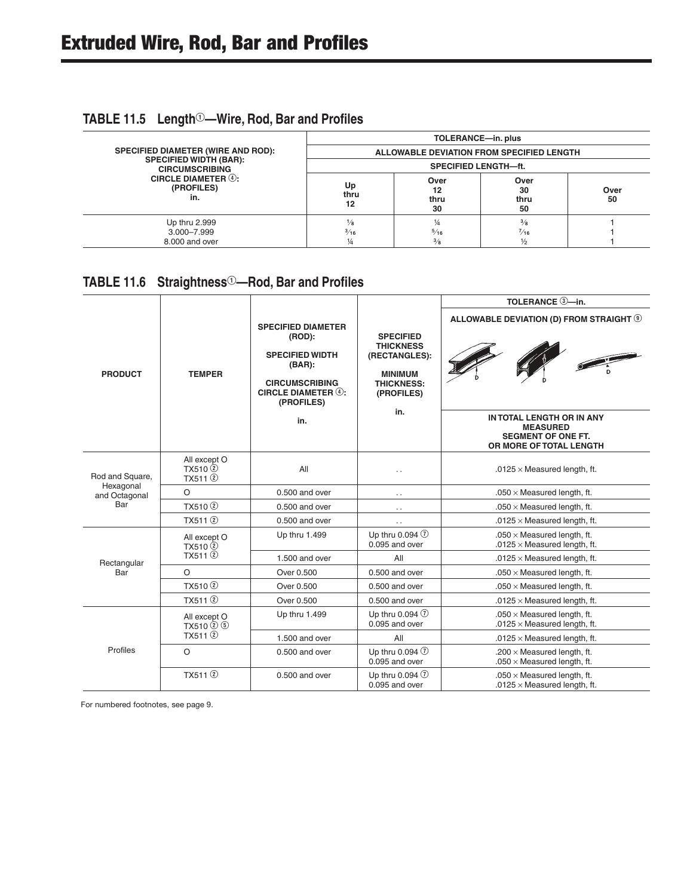# Extruded Wire, Rod, Bar and Profiles

## TABLE 11.5 Length①—Wire, Rod, Bar and Profiles

| SPECIFIED DIAMETER (WIRE AND ROD): SPECIFIED WIDTH (BAR): CIRCUMSCRIBING CIRCLE DIAMETER ④: (PROFILES) in. | TOLERANCE—in. plus ALLOWABLE DEVIATION FROM SPECIFIED LENGTH SPECIFIED LENGTH—ft. | | | |
|---|---|---|---|---|
| | Up thru 12 | Over 12 thru 30 | Over 30 thru 50 | Over 50 |
| Up thru 2.999 | ⅛ | ¼ | ⅜ | 1 |
| 3.000–7.999 | 3⁄16 | 5⁄16 | 7⁄16 | 1 |
| 8.000 and over | ¼ | ⅜ | ½ | 1 |

## TABLE 11.6 Straightness①—Rod, Bar and Profiles

| PRODUCT | TEMPER | SPECIFIED DIAMETER (ROD): SPECIFIED WIDTH (BAR): CIRCUMSCRIBING CIRCLE DIAMETER ④: (PROFILES) in. | SPECIFIED THICKNESS (RECTANGLES): MINIMUM THICKNESS: (PROFILES) in. | TOLERANCE ③—in. ALLOWABLE DEVIATION (D) FROM STRAIGHT ⑨ IN TOTAL LENGTH OR IN ANY MEASURED SEGMENT OF ONE FT. OR MORE OF TOTAL LENGTH |
|---|---|---|---|---|
| Rod and Square, Hexagonal and Octagonal Bar | All except O TX510 ② TX511 ② | All | . . | .0125 × Measured length, ft. |
| | O | 0.500 and over | . . | .050 × Measured length, ft. |
| | TX510 ② | 0.500 and over | . . | .050 × Measured length, ft. |
| | TX511 ② | 0.500 and over | . . | .0125 × Measured length, ft. |
| Rectangular Bar | All except O TX510 ② TX511 ② | Up thru 1.499 | Up thru 0.094 ⑦<br>0.095 and over | .050 × Measured length, ft.<br>.0125 × Measured length, ft. |
| | | 1.500 and over | All | .0125 × Measured length, ft. |
| | O | Over 0.500 | 0.500 and over | .050 × Measured length, ft. |
| | TX510 ② | Over 0.500 | 0.500 and over | .050 × Measured length, ft. |
| | TX511 ② | Over 0.500 | 0.500 and over | .0125 × Measured length, ft. |
| Profiles | All except O TX510 ② ⑤ TX511 ② | Up thru 1.499 | Up thru 0.094 ⑦<br>0.095 and over | .050 × Measured length, ft.<br>.0125 × Measured length, ft. |
| | | 1.500 and over | All | .0125 × Measured length, ft. |
| | O | 0.500 and over | Up thru 0.094 ⑦<br>0.095 and over | .200 × Measured length, ft.<br>.050 × Measured length, ft. |
| | TX511 ② | 0.500 and over | Up thru 0.094 ⑦<br>0.095 and over | .050 × Measured length, ft.<br>.0125 × Measured length, ft. |

For numbered footnotes, see page 9.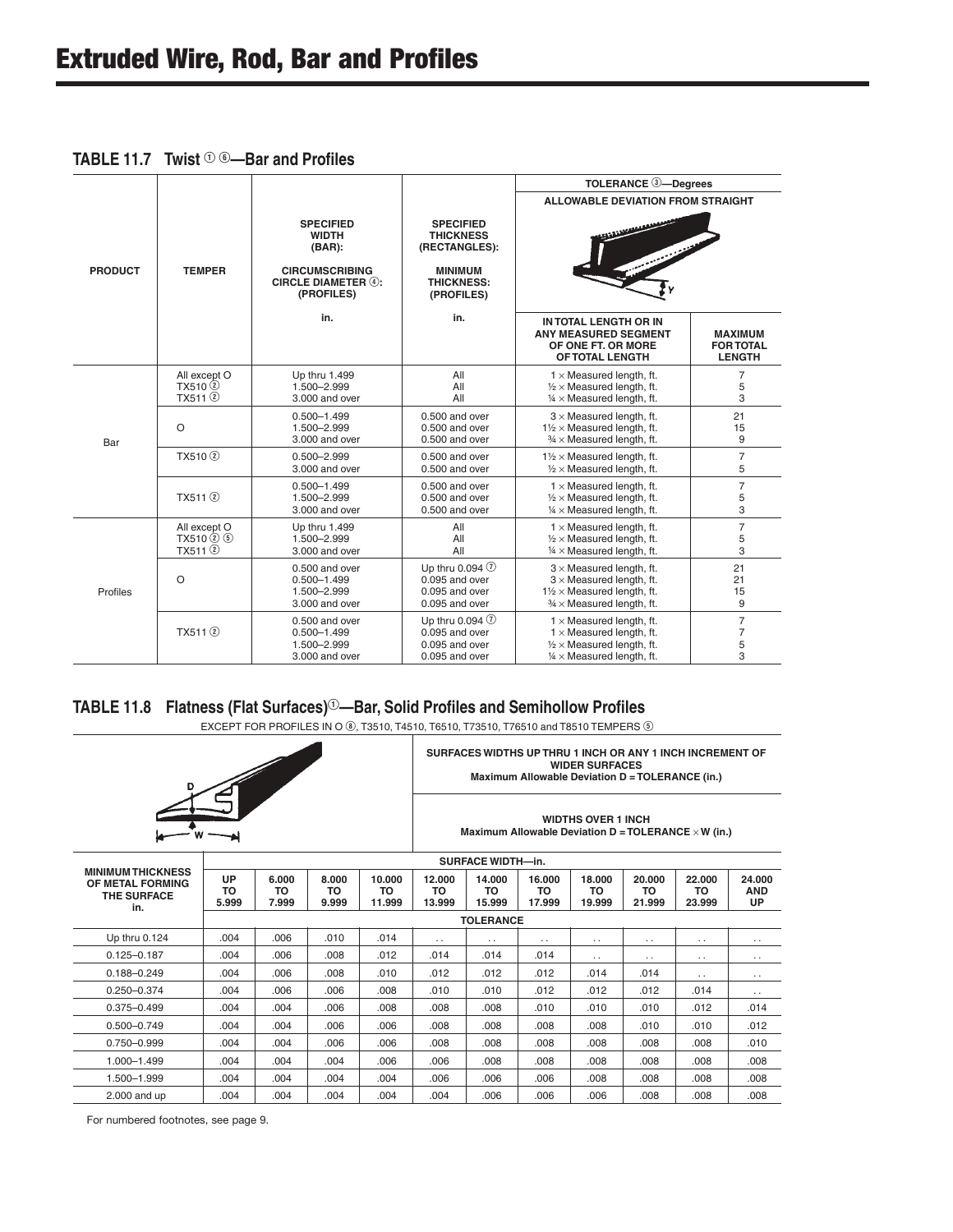# Extruded Wire, Rod, Bar and Profiles

## TABLE 11.7 Twist ① ⑥—Bar and Profiles

| PRODUCT | TEMPER | SPECIFIED WIDTH (BAR): CIRCUMSCRIBING CIRCLE DIAMETER ④: (PROFILES) in. | SPECIFIED THICKNESS (RECTANGLES): MINIMUM THICKNESS: (PROFILES) in. | TOLERANCE ③—Degrees ALLOWABLE DEVIATION FROM STRAIGHT: IN TOTAL LENGTH OR IN ANY MEASURED SEGMENT OF ONE FT. OR MORE OF TOTAL LENGTH | MAXIMUM FOR TOTAL LENGTH |
|---|---|---|---|---|---|
| Bar | All except O TX510 ② TX511 ② | Up thru 1.499 | All | 1 × Measured length, ft. | 7 |
| | | 1.500–2.999 | All | ½ × Measured length, ft. | 5 |
| | | 3.000 and over | All | ¼ × Measured length, ft. | 3 |
| | O | 0.500–1.499 | 0.500 and over | 3 × Measured length, ft. | 21 |
| | | 1.500–2.999 | 0.500 and over | 1½ × Measured length, ft. | 15 |
| | | 3.000 and over | 0.500 and over | ¾ × Measured length, ft. | 9 |
| | TX510 ② | 0.500–2.999 | 0.500 and over | 1½ × Measured length, ft. | 7 |
| | | 3.000 and over | 0.500 and over | ½ × Measured length, ft. | 5 |
| | TX511 ② | 0.500–1.499 | 0.500 and over | 1 × Measured length, ft. | 7 |
| | | 1.500–2.999 | 0.500 and over | ½ × Measured length, ft. | 5 |
| | | 3.000 and over | 0.500 and over | ¼ × Measured length, ft. | 3 |
| Profiles | All except O TX510 ② ⑤ TX511 ② | Up thru 1.499 | All | 1 × Measured length, ft. | 7 |
| | | 1.500–2.999 | All | ½ × Measured length, ft. | 5 |
| | | 3.000 and over | All | ¼ × Measured length, ft. | 3 |
| | O | 0.500 and over | Up thru 0.094 ⑦ | 3 × Measured length, ft. | 21 |
| | | 0.500–1.499 | 0.095 and over | 3 × Measured length, ft. | 21 |
| | | 1.500–2.999 | 0.095 and over | 1½ × Measured length, ft. | 15 |
| | | 3.000 and over | 0.095 and over | ¾ × Measured length, ft. | 9 |
| | TX511 ② | 0.500 and over | Up thru 0.094 ⑦ | 1 × Measured length, ft. | 7 |
| | | 0.500–1.499 | 0.095 and over | 1 × Measured length, ft. | 7 |
| | | 1.500–2.999 | 0.095 and over | ½ × Measured length, ft. | 5 |
| | | 3.000 and over | 0.095 and over | ¼ × Measured length, ft. | 3 |

## TABLE 11.8 Flatness (Flat Surfaces)①—Bar, Solid Profiles and Semihollow Profiles

EXCEPT FOR PROFILES IN O ⑧, T3510, T4510, T6510, T73510, T76510 and T8510 TEMPERS ⑤

SURFACES WIDTHS UP THRU 1 INCH OR ANY 1 INCH INCREMENT OF WIDER SURFACES
Maximum Allowable Deviation D = TOLERANCE (in.)

WIDTHS OVER 1 INCH
Maximum Allowable Deviation D = TOLERANCE × W (in.)

| MINIMUM THICKNESS OF METAL FORMING THE SURFACE in. | SURFACE WIDTH—in. | | | | | | | | | | |
|---|---|---|---|---|---|---|---|---|---|---|---|
| | UP TO 5.999 | 6.000 TO 7.999 | 8.000 TO 9.999 | 10.000 TO 11.999 | 12.000 TO 13.999 | 14.000 TO 15.999 | 16.000 TO 17.999 | 18.000 TO 19.999 | 20.000 TO 21.999 | 22.000 TO 23.999 | 24.000 AND UP |
| | TOLERANCE | | | | | | | | | | |
| Up thru 0.124 | .004 | .006 | .010 | .014 | . . | . . | . . | . . | . . | . . | . . |
| 0.125–0.187 | .004 | .006 | .008 | .012 | .014 | .014 | .014 | . . | . . | . . | . . |
| 0.188–0.249 | .004 | .006 | .008 | .010 | .012 | .012 | .012 | .014 | .014 | . . | . . |
| 0.250–0.374 | .004 | .006 | .006 | .008 | .010 | .010 | .012 | .012 | .012 | .014 | . . |
| 0.375–0.499 | .004 | .004 | .006 | .008 | .008 | .008 | .010 | .010 | .010 | .012 | .014 |
| 0.500–0.749 | .004 | .004 | .006 | .006 | .008 | .008 | .008 | .008 | .010 | .010 | .012 |
| 0.750–0.999 | .004 | .004 | .006 | .006 | .008 | .008 | .008 | .008 | .008 | .008 | .010 |
| 1.000–1.499 | .004 | .004 | .004 | .006 | .006 | .008 | .008 | .008 | .008 | .008 | .008 |
| 1.500–1.999 | .004 | .004 | .004 | .004 | .006 | .006 | .006 | .008 | .008 | .008 | .008 |
| 2.000 and up | .004 | .004 | .004 | .004 | .004 | .006 | .006 | .006 | .008 | .008 | .008 |

For numbered footnotes, see page 9.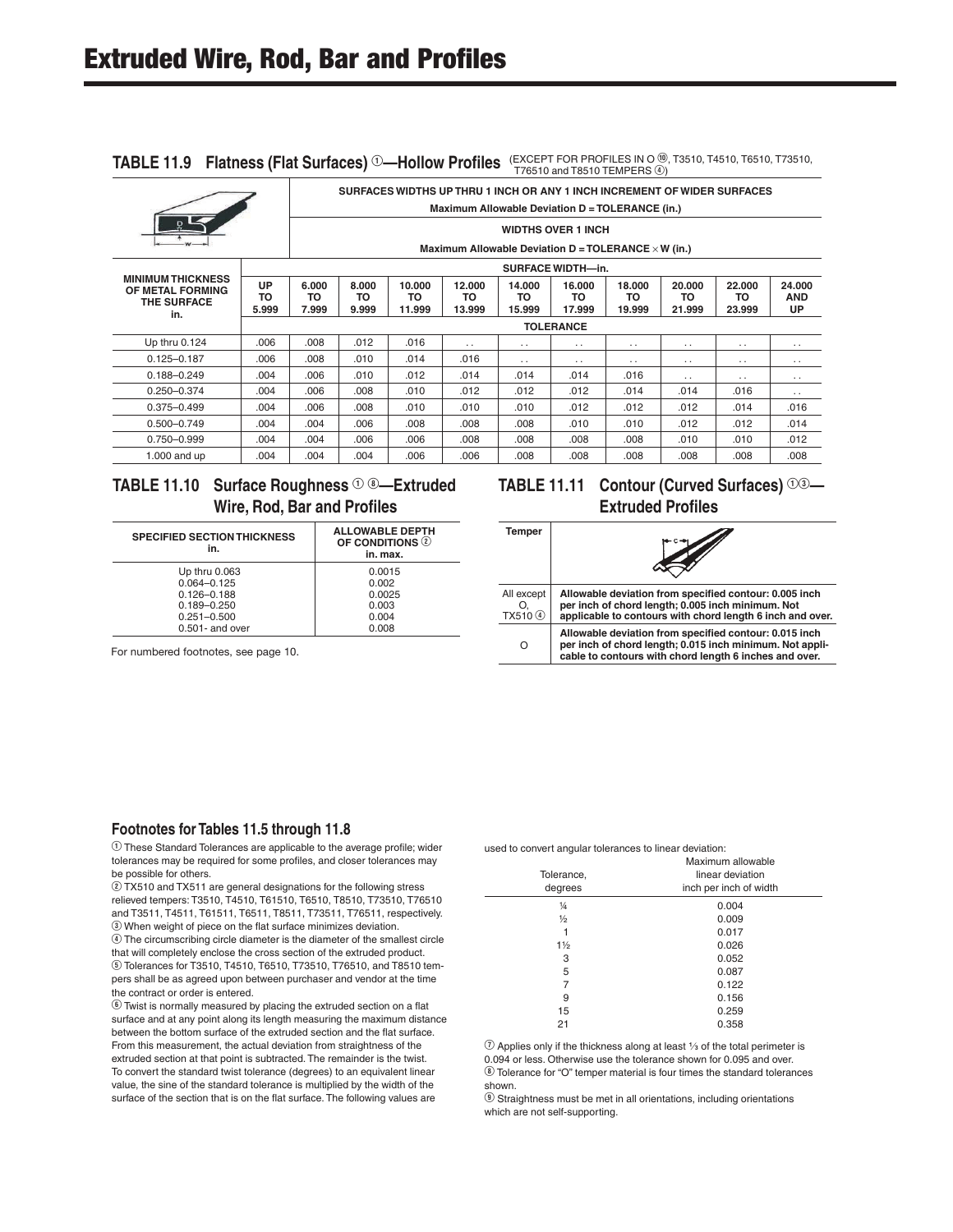# Extruded Wire, Rod, Bar and Profiles

## TABLE 11.9 Flatness (Flat Surfaces) ①—Hollow Profiles (EXCEPT FOR PROFILES IN O ⑩, T3510, T4510, T6510, T73510, T76510 and T8510 TEMPERS ④)

SURFACES WIDTHS UP THRU 1 INCH OR ANY 1 INCH INCREMENT OF WIDER SURFACES
Maximum Allowable Deviation D = TOLERANCE (in.)

WIDTHS OVER 1 INCH
Maximum Allowable Deviation D = TOLERANCE × W (in.)

| MINIMUM THICKNESS OF METAL FORMING THE SURFACE in. | SURFACE WIDTH—in. | | | | | | | | | | |
|---|---|---|---|---|---|---|---|---|---|---|---|
| | UP TO 5.999 | 6.000 TO 7.999 | 8.000 TO 9.999 | 10.000 TO 11.999 | 12.000 TO 13.999 | 14.000 TO 15.999 | 16.000 TO 17.999 | 18.000 TO 19.999 | 20.000 TO 21.999 | 22.000 TO 23.999 | 24.000 AND UP |
| | TOLERANCE | | | | | | | | | | |
| Up thru 0.124 | .006 | .008 | .012 | .016 | . . | . . | . . | . . | . . | . . | . . |
| 0.125–0.187 | .006 | .008 | .010 | .014 | .016 | . . | . . | . . | . . | . . | . . |
| 0.188–0.249 | .004 | .006 | .010 | .012 | .014 | .014 | .014 | .016 | . . | . . | . . |
| 0.250–0.374 | .004 | .006 | .008 | .010 | .012 | .012 | .012 | .014 | .014 | .016 | . . |
| 0.375–0.499 | .004 | .006 | .008 | .010 | .010 | .010 | .012 | .012 | .012 | .014 | .016 |
| 0.500–0.749 | .004 | .004 | .006 | .008 | .008 | .008 | .010 | .010 | .012 | .012 | .014 |
| 0.750–0.999 | .004 | .004 | .006 | .006 | .008 | .008 | .008 | .008 | .010 | .010 | .012 |
| 1.000 and up | .004 | .004 | .004 | .006 | .006 | .008 | .008 | .008 | .008 | .008 | .008 |

## TABLE 11.10 Surface Roughness ① ⑧—Extruded Wire, Rod, Bar and Profiles

| SPECIFIED SECTION THICKNESS in. | ALLOWABLE DEPTH OF CONDITIONS ② in. max. |
|---|---|
| Up thru 0.063 | 0.0015 |
| 0.064–0.125 | 0.002 |
| 0.126–0.188 | 0.0025 |
| 0.189–0.250 | 0.003 |
| 0.251–0.500 | 0.004 |
| 0.501- and over | 0.008 |

For numbered footnotes, see page 10.

## TABLE 11.11 Contour (Curved Surfaces) ①③—Extruded Profiles

| Temper | |
|---|---|
| All except O, TX510 ④ | **Allowable deviation from specified contour: 0.005 inch per inch of chord length; 0.005 inch minimum. Not applicable to contours with chord length 6 inch and over.** |
| O | **Allowable deviation from specified contour: 0.015 inch per inch of chord length; 0.015 inch minimum. Not applicable to contours with chord length 6 inches and over.** |

### Footnotes for Tables 11.5 through 11.8

① These Standard Tolerances are applicable to the average profile; wider tolerances may be required for some profiles, and closer tolerances may be possible for others.

② TX510 and TX511 are general designations for the following stress relieved tempers: T3510, T4510, T61510, T6510, T73510, T76510 and T3511, T4511, T61511, T6511, T8511, T73511, T76511, respectively.

③ When weight of piece on the flat surface minimizes deviation.

④ The circumscribing circle diameter is the diameter of the smallest circle that will completely enclose the cross section of the extruded product.

⑤ Tolerances for T3510, T4510, T6510, T73510, T76510, and T8510 tempers shall be as agreed upon between purchaser and vendor at the time the contract or order is entered.

⑥ Twist is normally measured by placing the extruded section on a flat surface and at any point along its length measuring the maximum distance between the bottom surface of the extruded section and the flat surface. From this measurement, the actual deviation from straightness of the extruded section at that point is subtracted. The remainder is the twist. To convert the standard twist tolerance (degrees) to an equivalent linear value, the sine of the standard tolerance is multiplied by the width of the surface of the section that is on the flat surface. The following values are used to convert angular tolerances to linear deviation:

| Tolerance, degrees | Maximum allowable linear deviation inch per inch of width |
|---|---|
| ¼ | 0.004 |
| ½ | 0.009 |
| 1 | 0.017 |
| 1½ | 0.026 |
| 3 | 0.052 |
| 5 | 0.087 |
| 7 | 0.122 |
| 9 | 0.156 |
| 15 | 0.259 |
| 21 | 0.358 |

⑦ Applies only if the thickness along at least ⅓ of the total perimeter is 0.094 or less. Otherwise use the tolerance shown for 0.095 and over.

⑧ Tolerance for "O" temper material is four times the standard tolerances shown.

⑨ Straightness must be met in all orientations, including orientations which are not self-supporting.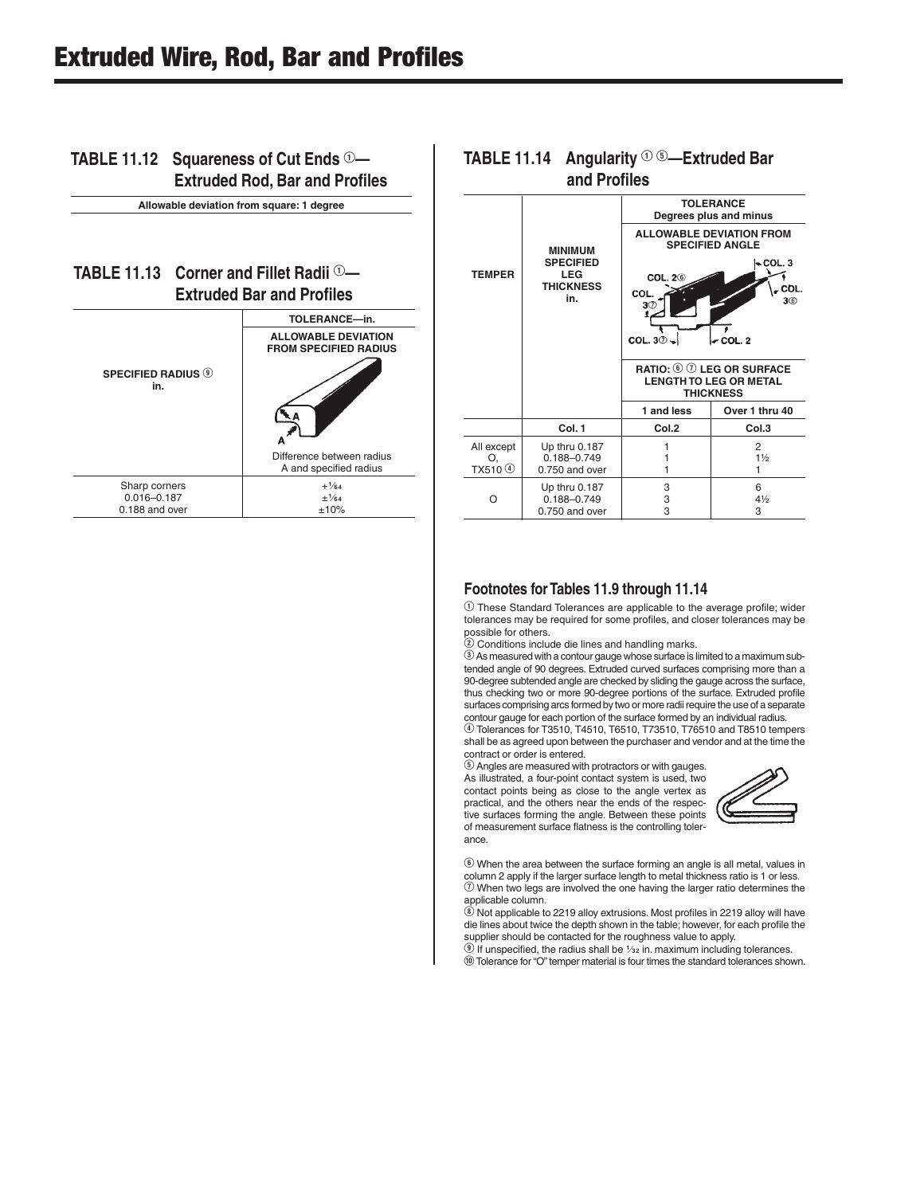# Extruded Wire, Rod, Bar and Profiles

## TABLE 11.12 Squareness of Cut Ends ①— Extruded Rod, Bar and Profiles

Allowable deviation from square: 1 degree

## TABLE 11.13 Corner and Fillet Radii ①— Extruded Bar and Profiles

| SPECIFIED RADIUS ⑨ in. | TOLERANCE—in. ALLOWABLE DEVIATION FROM SPECIFIED RADIUS Difference between radius A and specified radius |
|---|---|
| Sharp corners | +1/64 |
| 0.016–0.187 | ±1/64 |
| 0.188 and over | ±10% |

## TABLE 11.14 Angularity ① ⑤—Extruded Bar and Profiles

| TEMPER | MINIMUM SPECIFIED LEG THICKNESS in. | TOLERANCE Degrees plus and minus ALLOWABLE DEVIATION FROM SPECIFIED ANGLE RATIO: ⑥ ⑦ LEG OR SURFACE LENGTH TO LEG OR METAL THICKNESS | |
|---|---|---|---|
| | | 1 and less | Over 1 thru 40 |
| | Col. 1 | Col.2 | Col.3 |
| All except O, TX510 ④ | Up thru 0.187 | 1 | 2 |
| | 0.188–0.749 | 1 | 1½ |
| | 0.750 and over | 1 | 1 |
| O | Up thru 0.187 | 3 | 6 |
| | 0.188–0.749 | 3 | 4½ |
| | 0.750 and over | 3 | 3 |

### Footnotes for Tables 11.9 through 11.14

① These Standard Tolerances are applicable to the average profile; wider tolerances may be required for some profiles, and closer tolerances may be possible for others.

② Conditions include die lines and handling marks.

③ As measured with a contour gauge whose surface is limited to a maximum subtended angle of 90 degrees. Extruded curved surfaces comprising more than a 90-degree subtended angle are checked by sliding the gauge across the surface, thus checking two or more 90-degree portions of the surface. Extruded profile surfaces comprising arcs formed by two or more radii require the use of a separate contour gauge for each portion of the surface formed by an individual radius.

④ Tolerances for T3510, T4510, T6510, T73510, T76510 and T8510 tempers shall be as agreed upon between the purchaser and vendor and at the time the contract or order is entered.

⑤ Angles are measured with protractors or with gauges. As illustrated, a four-point contact system is used, two contact points being as close to the angle vertex as practical, and the others near the ends of the respective surfaces forming the angle. Between these points of measurement surface flatness is the controlling tolerance.

⑥ When the area between the surface forming an angle is all metal, values in column 2 apply if the larger surface length to metal thickness ratio is 1 or less.

⑦ When two legs are involved the one having the larger ratio determines the applicable column.

⑧ Not applicable to 2219 alloy extrusions. Most profiles in 2219 alloy will have die lines about twice the depth shown in the table; however, for each profile the supplier should be contacted for the roughness value to apply.

⑨ If unspecified, the radius shall be 1/32 in. maximum including tolerances.

⑩ Tolerance for "O" temper material is four times the standard tolerances shown.